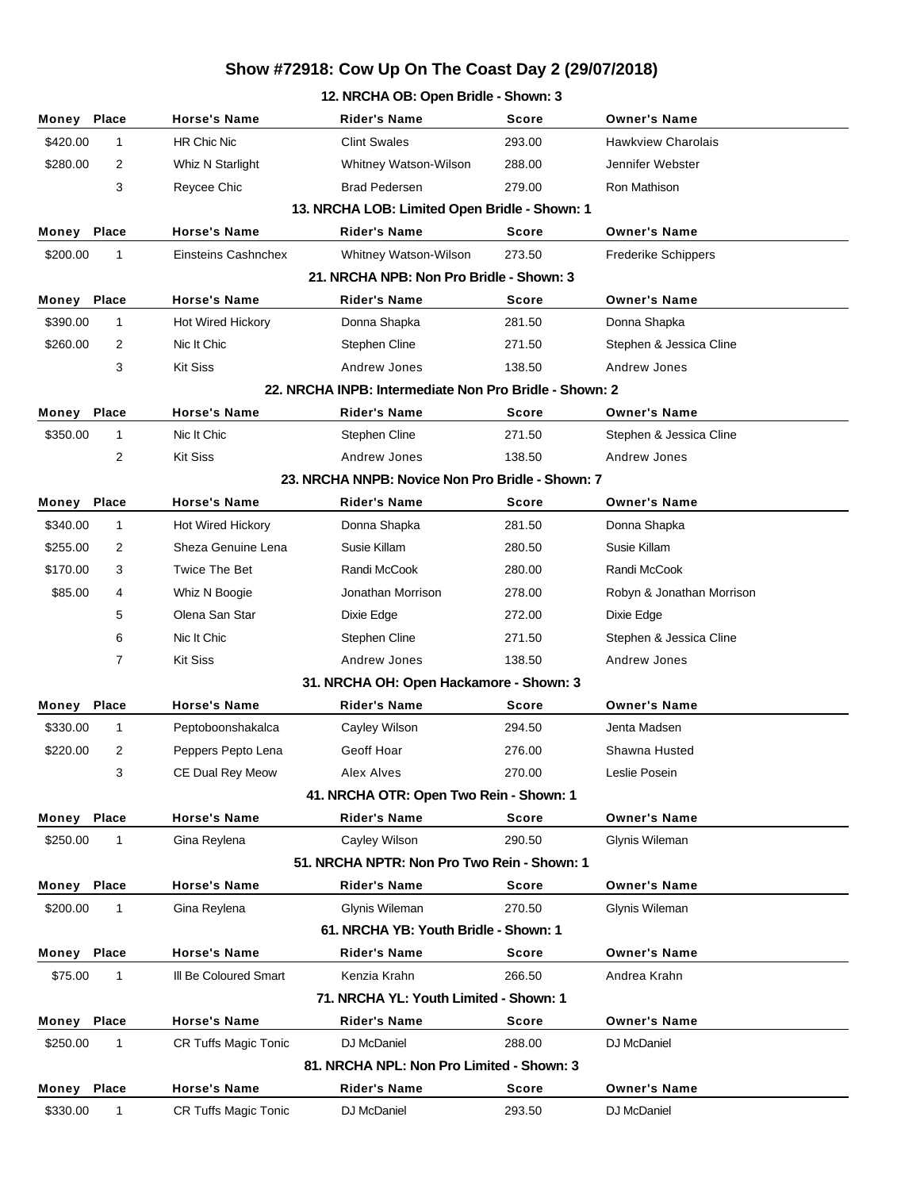# Show #72918: Cow Up On The Coast Day 2 (29/07/2018)

### 12. NRCHA OB: Open Bridle - Shown: 3

| Money | Place | Horse's Name | Rider's Name | Score | Owner's Name |
|---|---|---|---|---|---|
| $420.00 | 1 | HR Chic Nic | Clint Swales | 293.00 | Hawkview Charolais |
| $280.00 | 2 | Whiz N Starlight | Whitney Watson-Wilson | 288.00 | Jennifer Webster |
| | 3 | Reycee Chic | Brad Pedersen | 279.00 | Ron Mathison |

### 13. NRCHA LOB: Limited Open Bridle - Shown: 1

| Money | Place | Horse's Name | Rider's Name | Score | Owner's Name |
|---|---|---|---|---|---|
| $200.00 | 1 | Einsteins Cashnchex | Whitney Watson-Wilson | 273.50 | Frederike Schippers |

### 21. NRCHA NPB: Non Pro Bridle - Shown: 3

| Money | Place | Horse's Name | Rider's Name | Score | Owner's Name |
|---|---|---|---|---|---|
| $390.00 | 1 | Hot Wired Hickory | Donna Shapka | 281.50 | Donna Shapka |
| $260.00 | 2 | Nic It Chic | Stephen Cline | 271.50 | Stephen & Jessica Cline |
| | 3 | Kit Siss | Andrew Jones | 138.50 | Andrew Jones |

### 22. NRCHA INPB: Intermediate Non Pro Bridle - Shown: 2

| Money | Place | Horse's Name | Rider's Name | Score | Owner's Name |
|---|---|---|---|---|---|
| $350.00 | 1 | Nic It Chic | Stephen Cline | 271.50 | Stephen & Jessica Cline |
| | 2 | Kit Siss | Andrew Jones | 138.50 | Andrew Jones |

### 23. NRCHA NNPB: Novice Non Pro Bridle - Shown: 7

| Money | Place | Horse's Name | Rider's Name | Score | Owner's Name |
|---|---|---|---|---|---|
| $340.00 | 1 | Hot Wired Hickory | Donna Shapka | 281.50 | Donna Shapka |
| $255.00 | 2 | Sheza Genuine Lena | Susie Killam | 280.50 | Susie Killam |
| $170.00 | 3 | Twice The Bet | Randi McCook | 280.00 | Randi McCook |
| $85.00 | 4 | Whiz N Boogie | Jonathan Morrison | 278.00 | Robyn & Jonathan Morrison |
| | 5 | Olena San Star | Dixie Edge | 272.00 | Dixie Edge |
| | 6 | Nic It Chic | Stephen Cline | 271.50 | Stephen & Jessica Cline |
| | 7 | Kit Siss | Andrew Jones | 138.50 | Andrew Jones |

### 31. NRCHA OH: Open Hackamore - Shown: 3

| Money | Place | Horse's Name | Rider's Name | Score | Owner's Name |
|---|---|---|---|---|---|
| $330.00 | 1 | Peptoboonshakalca | Cayley Wilson | 294.50 | Jenta Madsen |
| $220.00 | 2 | Peppers Pepto Lena | Geoff Hoar | 276.00 | Shawna Husted |
| | 3 | CE Dual Rey Meow | Alex Alves | 270.00 | Leslie Posein |

### 41. NRCHA OTR: Open Two Rein - Shown: 1

| Money | Place | Horse's Name | Rider's Name | Score | Owner's Name |
|---|---|---|---|---|---|
| $250.00 | 1 | Gina Reylena | Cayley Wilson | 290.50 | Glynis Wileman |

### 51. NRCHA NPTR: Non Pro Two Rein - Shown: 1

| Money | Place | Horse's Name | Rider's Name | Score | Owner's Name |
|---|---|---|---|---|---|
| $200.00 | 1 | Gina Reylena | Glynis Wileman | 270.50 | Glynis Wileman |

### 61. NRCHA YB: Youth Bridle - Shown: 1

| Money | Place | Horse's Name | Rider's Name | Score | Owner's Name |
|---|---|---|---|---|---|
| $75.00 | 1 | Ill Be Coloured Smart | Kenzia Krahn | 266.50 | Andrea Krahn |

### 71. NRCHA YL: Youth Limited - Shown: 1

| Money | Place | Horse's Name | Rider's Name | Score | Owner's Name |
|---|---|---|---|---|---|
| $250.00 | 1 | CR Tuffs Magic Tonic | DJ McDaniel | 288.00 | DJ McDaniel |

### 81. NRCHA NPL: Non Pro Limited - Shown: 3

| Money | Place | Horse's Name | Rider's Name | Score | Owner's Name |
|---|---|---|---|---|---|
| $330.00 | 1 | CR Tuffs Magic Tonic | DJ McDaniel | 293.50 | DJ McDaniel |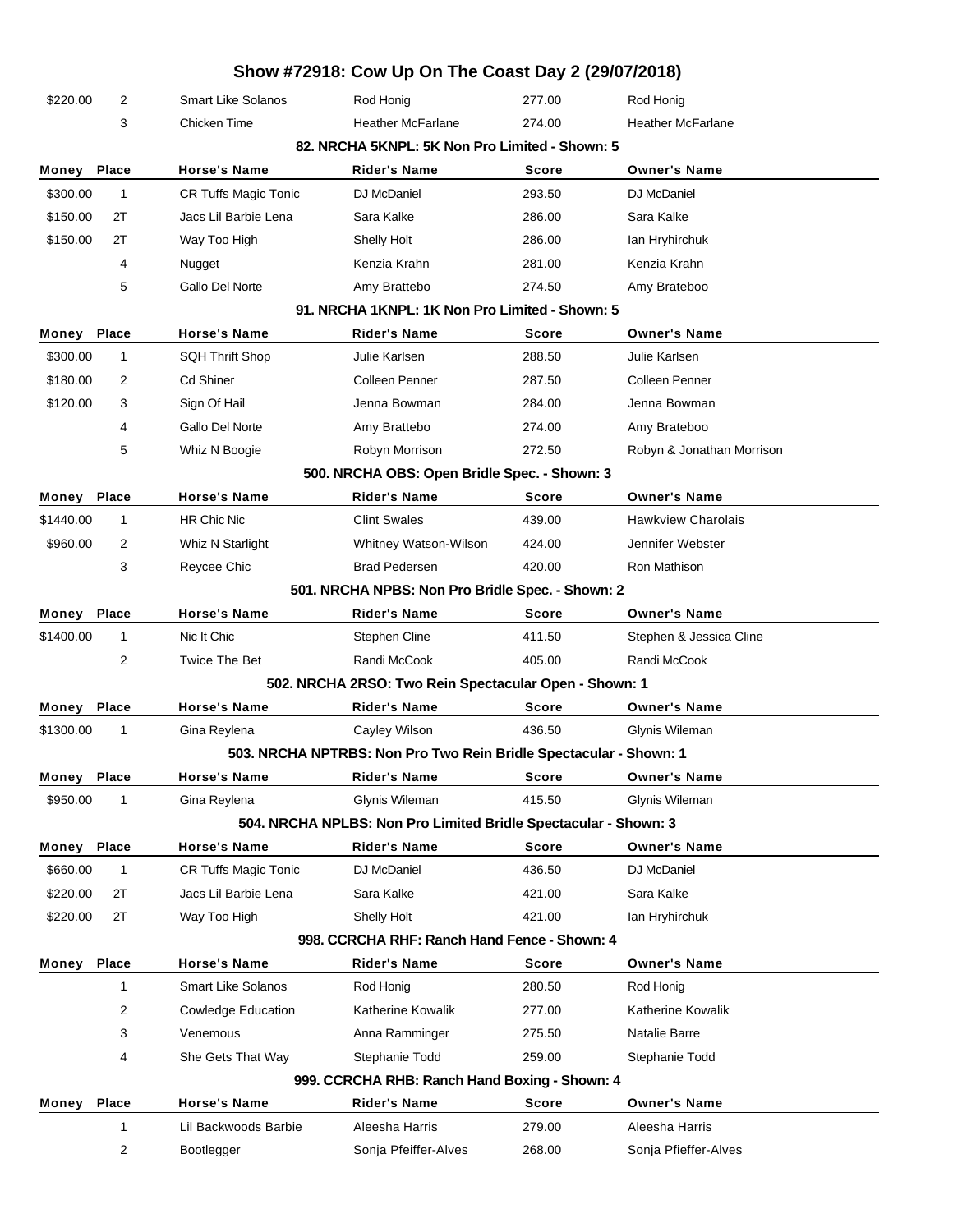# Show #72918: Cow Up On The Coast Day 2 (29/07/2018)

| Money | Place | Horse's Name | Rider's Name | Score | Owner's Name |
|---|---|---|---|---|---|
| $220.00 | 2 | Smart Like Solanos | Rod Honig | 277.00 | Rod Honig |
| | 3 | Chicken Time | Heather McFarlane | 274.00 | Heather McFarlane |

### 82. NRCHA 5KNPL: 5K Non Pro Limited - Shown: 5

| Money | Place | Horse's Name | Rider's Name | Score | Owner's Name |
|---|---|---|---|---|---|
| $300.00 | 1 | CR Tuffs Magic Tonic | DJ McDaniel | 293.50 | DJ McDaniel |
| $150.00 | 2T | Jacs Lil Barbie Lena | Sara Kalke | 286.00 | Sara Kalke |
| $150.00 | 2T | Way Too High | Shelly Holt | 286.00 | Ian Hryhirchuk |
| | 4 | Nugget | Kenzia Krahn | 281.00 | Kenzia Krahn |
| | 5 | Gallo Del Norte | Amy Brattebo | 274.50 | Amy Brateboo |

### 91. NRCHA 1KNPL: 1K Non Pro Limited - Shown: 5

| Money | Place | Horse's Name | Rider's Name | Score | Owner's Name |
|---|---|---|---|---|---|
| $300.00 | 1 | SQH Thrift Shop | Julie Karlsen | 288.50 | Julie Karlsen |
| $180.00 | 2 | Cd Shiner | Colleen Penner | 287.50 | Colleen Penner |
| $120.00 | 3 | Sign Of Hail | Jenna Bowman | 284.00 | Jenna Bowman |
| | 4 | Gallo Del Norte | Amy Brattebo | 274.00 | Amy Brateboo |
| | 5 | Whiz N Boogie | Robyn Morrison | 272.50 | Robyn & Jonathan Morrison |

### 500. NRCHA OBS: Open Bridle Spec. - Shown: 3

| Money | Place | Horse's Name | Rider's Name | Score | Owner's Name |
|---|---|---|---|---|---|
| $1440.00 | 1 | HR Chic Nic | Clint Swales | 439.00 | Hawkview Charolais |
| $960.00 | 2 | Whiz N Starlight | Whitney Watson-Wilson | 424.00 | Jennifer Webster |
| | 3 | Reycee Chic | Brad Pedersen | 420.00 | Ron Mathison |

### 501. NRCHA NPBS: Non Pro Bridle Spec. - Shown: 2

| Money | Place | Horse's Name | Rider's Name | Score | Owner's Name |
|---|---|---|---|---|---|
| $1400.00 | 1 | Nic It Chic | Stephen Cline | 411.50 | Stephen & Jessica Cline |
| | 2 | Twice The Bet | Randi McCook | 405.00 | Randi McCook |

### 502. NRCHA 2RSO: Two Rein Spectacular Open - Shown: 1

| Money | Place | Horse's Name | Rider's Name | Score | Owner's Name |
|---|---|---|---|---|---|
| $1300.00 | 1 | Gina Reylena | Cayley Wilson | 436.50 | Glynis Wileman |

### 503. NRCHA NPTRBS: Non Pro Two Rein Bridle Spectacular - Shown: 1

| Money | Place | Horse's Name | Rider's Name | Score | Owner's Name |
|---|---|---|---|---|---|
| $950.00 | 1 | Gina Reylena | Glynis Wileman | 415.50 | Glynis Wileman |

### 504. NRCHA NPLBS: Non Pro Limited Bridle Spectacular - Shown: 3

| Money | Place | Horse's Name | Rider's Name | Score | Owner's Name |
|---|---|---|---|---|---|
| $660.00 | 1 | CR Tuffs Magic Tonic | DJ McDaniel | 436.50 | DJ McDaniel |
| $220.00 | 2T | Jacs Lil Barbie Lena | Sara Kalke | 421.00 | Sara Kalke |
| $220.00 | 2T | Way Too High | Shelly Holt | 421.00 | Ian Hryhirchuk |

### 998. CCRCHA RHF: Ranch Hand Fence - Shown: 4

| Money | Place | Horse's Name | Rider's Name | Score | Owner's Name |
|---|---|---|---|---|---|
| | 1 | Smart Like Solanos | Rod Honig | 280.50 | Rod Honig |
| | 2 | Cowledge Education | Katherine Kowalik | 277.00 | Katherine Kowalik |
| | 3 | Venemous | Anna Ramminger | 275.50 | Natalie Barre |
| | 4 | She Gets That Way | Stephanie Todd | 259.00 | Stephanie Todd |

### 999. CCRCHA RHB: Ranch Hand Boxing - Shown: 4

| Money | Place | Horse's Name | Rider's Name | Score | Owner's Name |
|---|---|---|---|---|---|
| | 1 | Lil Backwoods Barbie | Aleesha Harris | 279.00 | Aleesha Harris |
| | 2 | Bootlegger | Sonja Pfeiffer-Alves | 268.00 | Sonja Pfieffer-Alves |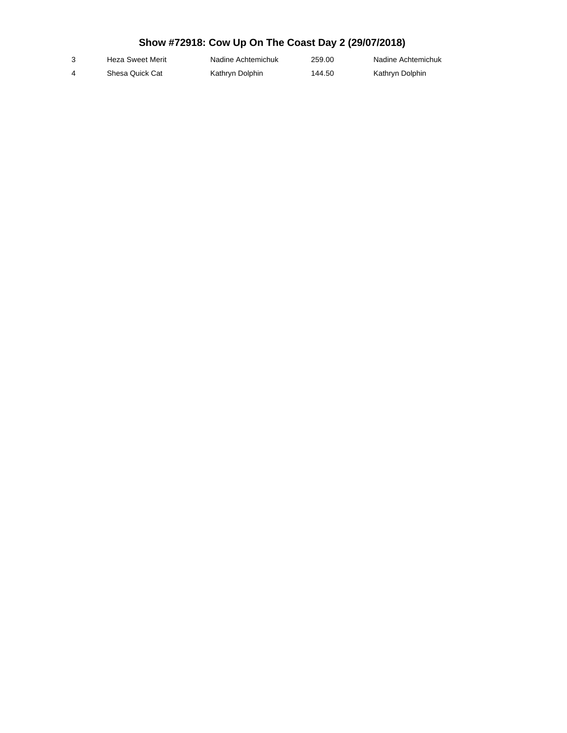### Show #72918: Cow Up On The Coast Day 2 (29/07/2018)

| | | | | |
|---|---|---|---|---|
| 3 | Heza Sweet Merit | Nadine Achtemichuk | 259.00 | Nadine Achtemichuk |
| 4 | Shesa Quick Cat | Kathryn Dolphin | 144.50 | Kathryn Dolphin |